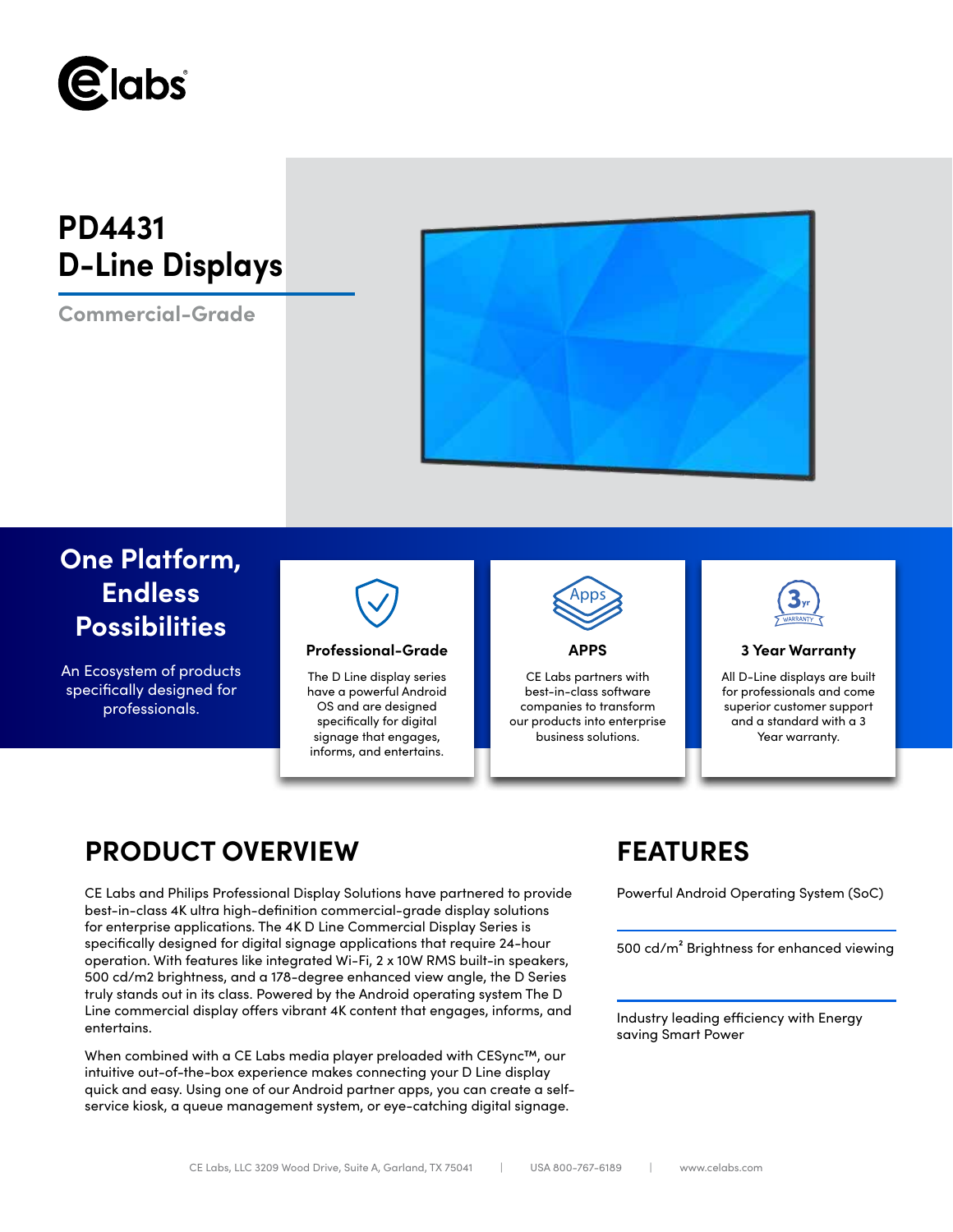# PD4431 D-Line Displays

Commercial-Grade

## One Platform, Endless Possibilities

An Ecosystem of products specifically designed for professionals.

### Professional-Grade

The D Line display series have a powerful Android OS and are designed specifically for digital signage that engages, informs, and entertains.

### APPS

CE Labs partners with best-in-class software companies to transform our products into enterprise business solutions.

### 3 Year Warranty

All D-Line displays are built for professionals and come superior customer support and a standard with a 3 Year warranty.

## PRODUCT OVERVIEW

CE Labs and Philips Professional Display Solutions have partnered to provide best-in-class 4K ultra high-definition commercial-grade display solutions for enterprise applications. The 4K D Line Commercial Display Series is specifically designed for digital signage applications that require 24-hour operation. With features like integrated Wi-Fi, 2 x 10W RMS built-in speakers, 500 cd/m2 brightness, and a 178-degree enhanced view angle, the D Series truly stands out in its class. Powered by the Android operating system The D Line commercial display offers vibrant 4K content that engages, informs, and entertains.

When combined with a CE Labs media player preloaded with CESync™, our intuitive out-of-the-box experience makes connecting your D Line display quick and easy. Using one of our Android partner apps, you can create a self-service kiosk, a queue management system, or eye-catching digital signage.

## FEATURES

Powerful Android Operating System (SoC)

500 cd/m² Brightness for enhanced viewing

Industry leading efficiency with Energy saving Smart Power

CE Labs, LLC 3209 Wood Drive, Suite A, Garland, TX 75041 | USA 800-767-6189 | www.celabs.com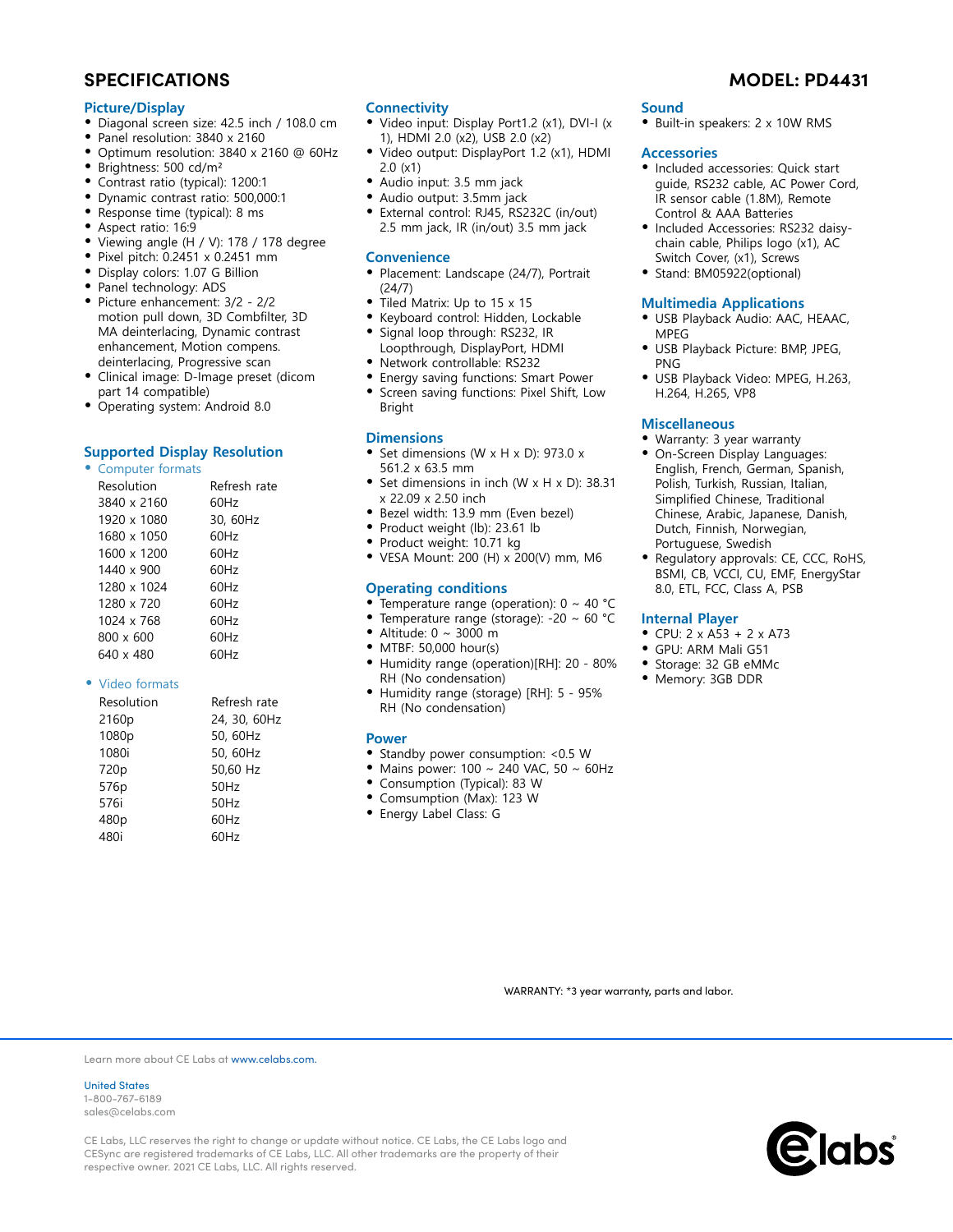# SPECIFICATIONS

# MODEL: PD4431

## Picture/Display

- Diagonal screen size: 42.5 inch / 108.0 cm
- Panel resolution: 3840 x 2160
- Optimum resolution: 3840 x 2160 @ 60Hz
- Brightness: 500 cd/m²
- Contrast ratio (typical): 1200:1
- Dynamic contrast ratio: 500,000:1
- Response time (typical): 8 ms
- Aspect ratio: 16:9
- Viewing angle (H / V): 178 / 178 degree
- Pixel pitch: 0.2451 x 0.2451 mm
- Display colors: 1.07 G Billion
- Panel technology: ADS
- Picture enhancement: 3/2 - 2/2 motion pull down, 3D Combfilter, 3D MA deinterlacing, Dynamic contrast enhancement, Motion compens. deinterlacing, Progressive scan
- Clinical image: D-Image preset (dicom part 14 compatible)
- Operating system: Android 8.0

## Supported Display Resolution

- Computer formats

| Resolution | Refresh rate |
|---|---|
| 3840 x 2160 | 60Hz |
| 1920 x 1080 | 30, 60Hz |
| 1680 x 1050 | 60Hz |
| 1600 x 1200 | 60Hz |
| 1440 x 900 | 60Hz |
| 1280 x 1024 | 60Hz |
| 1280 x 720 | 60Hz |
| 1024 x 768 | 60Hz |
| 800 x 600 | 60Hz |
| 640 x 480 | 60Hz |

- Video formats

| Resolution | Refresh rate |
|---|---|
| 2160p | 24, 30, 60Hz |
| 1080p | 50, 60Hz |
| 1080i | 50, 60Hz |
| 720p | 50,60 Hz |
| 576p | 50Hz |
| 576i | 50Hz |
| 480p | 60Hz |
| 480i | 60Hz |

## Connectivity

- Video input: Display Port1.2 (x1), DVI-I (x 1), HDMI 2.0 (x2), USB 2.0 (x2)
- Video output: DisplayPort 1.2 (x1), HDMI 2.0 (x1)
- Audio input: 3.5 mm jack
- Audio output: 3.5mm jack
- External control: RJ45, RS232C (in/out) 2.5 mm jack, IR (in/out) 3.5 mm jack

## Convenience

- Placement: Landscape (24/7), Portrait (24/7)
- Tiled Matrix: Up to 15 x 15
- Keyboard control: Hidden, Lockable
- Signal loop through: RS232, IR Loopthrough, DisplayPort, HDMI
- Network controllable: RS232
- Energy saving functions: Smart Power
- Screen saving functions: Pixel Shift, Low Bright

## Dimensions

- Set dimensions (W x H x D): 973.0 x 561.2 x 63.5 mm
- Set dimensions in inch (W x H x D): 38.31 x 22.09 x 2.50 inch
- Bezel width: 13.9 mm (Even bezel)
- Product weight (lb): 23.61 lb
- Product weight: 10.71 kg
- VESA Mount: 200 (H) x 200(V) mm, M6

## Operating conditions

- Temperature range (operation): 0 ~ 40 °C
- Temperature range (storage): -20 ~ 60 °C
- Altitude: 0 ~ 3000 m
- MTBF: 50,000 hour(s)
- Humidity range (operation)[RH]: 20 - 80% RH (No condensation)
- Humidity range (storage) [RH]: 5 - 95% RH (No condensation)

## Power

- Standby power consumption: <0.5 W
- Mains power: 100 ~ 240 VAC, 50 ~ 60Hz
- Consumption (Typical): 83 W
- Comsumption (Max): 123 W
- Energy Label Class: G

## Sound

- Built-in speakers: 2 x 10W RMS

## Accessories

- Included accessories: Quick start guide, RS232 cable, AC Power Cord, IR sensor cable (1.8M), Remote Control & AAA Batteries
- Included Accessories: RS232 daisy-chain cable, Philips logo (x1), AC Switch Cover, (x1), Screws
- Stand: BM05922(optional)

## Multimedia Applications

- USB Playback Audio: AAC, HEAAC, MPEG
- USB Playback Picture: BMP, JPEG, PNG
- USB Playback Video: MPEG, H.263, H.264, H.265, VP8

## Miscellaneous

- Warranty: 3 year warranty
- On-Screen Display Languages: English, French, German, Spanish, Polish, Turkish, Russian, Italian, Simplified Chinese, Traditional Chinese, Arabic, Japanese, Danish, Dutch, Finnish, Norwegian, Portuguese, Swedish
- Regulatory approvals: CE, CCC, RoHS, BSMI, CB, VCCI, CU, EMF, EnergyStar 8.0, ETL, FCC, Class A, PSB

## Internal Player

- CPU: 2 x A53 + 2 x A73
- GPU: ARM Mali G51
- Storage: 32 GB eMMc
- Memory: 3GB DDR

WARRANTY: *3 year warranty, parts and labor.

Learn more about CE Labs at www.celabs.com.

United States
1-800-767-6189
sales@celabs.com

CE Labs, LLC reserves the right to change or update without notice. CE Labs, the CE Labs logo and CESync are registered trademarks of CE Labs, LLC. All other trademarks are the property of their respective owner. 2021 CE Labs, LLC. All rights reserved.